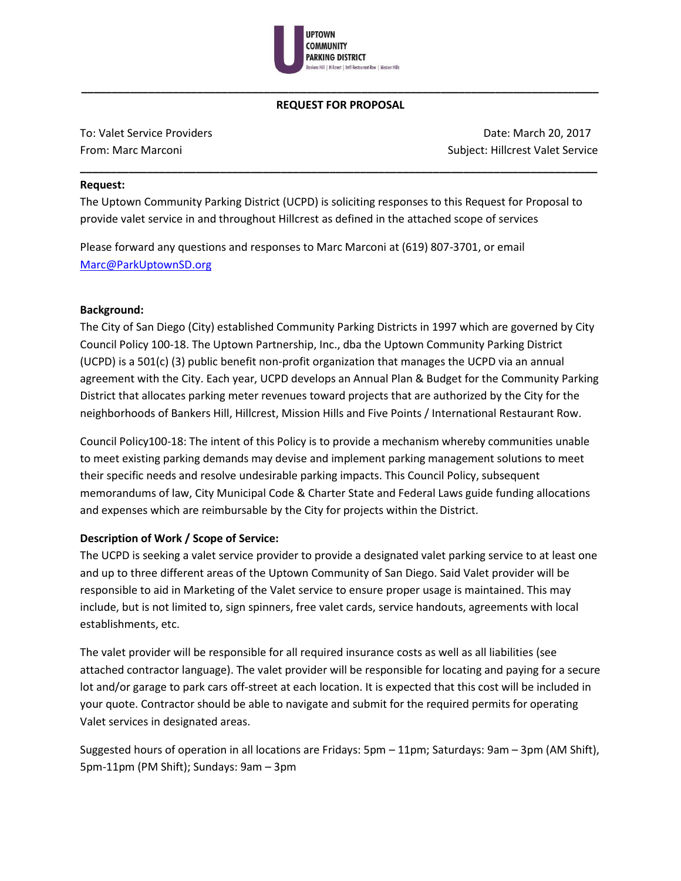UPTOWN COMMUNITY PARKING DISTRICT
Bankers Hill | Hillcrest | Int'l Restaurant Row | Mission Hills

---

**REQUEST FOR PROPOSAL**

To: Valet Service Providers
From: Marc Marconi

Date: March 20, 2017
Subject: Hillcrest Valet Service

---

**Request:**

The Uptown Community Parking District (UCPD) is soliciting responses to this Request for Proposal to provide valet service in and throughout Hillcrest as defined in the attached scope of services

Please forward any questions and responses to Marc Marconi at (619) 807-3701, or email Marc@ParkUptownSD.org

**Background:**

The City of San Diego (City) established Community Parking Districts in 1997 which are governed by City Council Policy 100-18. The Uptown Partnership, Inc., dba the Uptown Community Parking District (UCPD) is a 501(c) (3) public benefit non-profit organization that manages the UCPD via an annual agreement with the City. Each year, UCPD develops an Annual Plan & Budget for the Community Parking District that allocates parking meter revenues toward projects that are authorized by the City for the neighborhoods of Bankers Hill, Hillcrest, Mission Hills and Five Points / International Restaurant Row.

Council Policy100-18: The intent of this Policy is to provide a mechanism whereby communities unable to meet existing parking demands may devise and implement parking management solutions to meet their specific needs and resolve undesirable parking impacts. This Council Policy, subsequent memorandums of law, City Municipal Code & Charter State and Federal Laws guide funding allocations and expenses which are reimbursable by the City for projects within the District.

**Description of Work / Scope of Service:**

The UCPD is seeking a valet service provider to provide a designated valet parking service to at least one and up to three different areas of the Uptown Community of San Diego. Said Valet provider will be responsible to aid in Marketing of the Valet service to ensure proper usage is maintained. This may include, but is not limited to, sign spinners, free valet cards, service handouts, agreements with local establishments, etc.

The valet provider will be responsible for all required insurance costs as well as all liabilities (see attached contractor language). The valet provider will be responsible for locating and paying for a secure lot and/or garage to park cars off-street at each location. It is expected that this cost will be included in your quote. Contractor should be able to navigate and submit for the required permits for operating Valet services in designated areas.

Suggested hours of operation in all locations are Fridays: 5pm – 11pm; Saturdays: 9am – 3pm (AM Shift), 5pm-11pm (PM Shift); Sundays: 9am – 3pm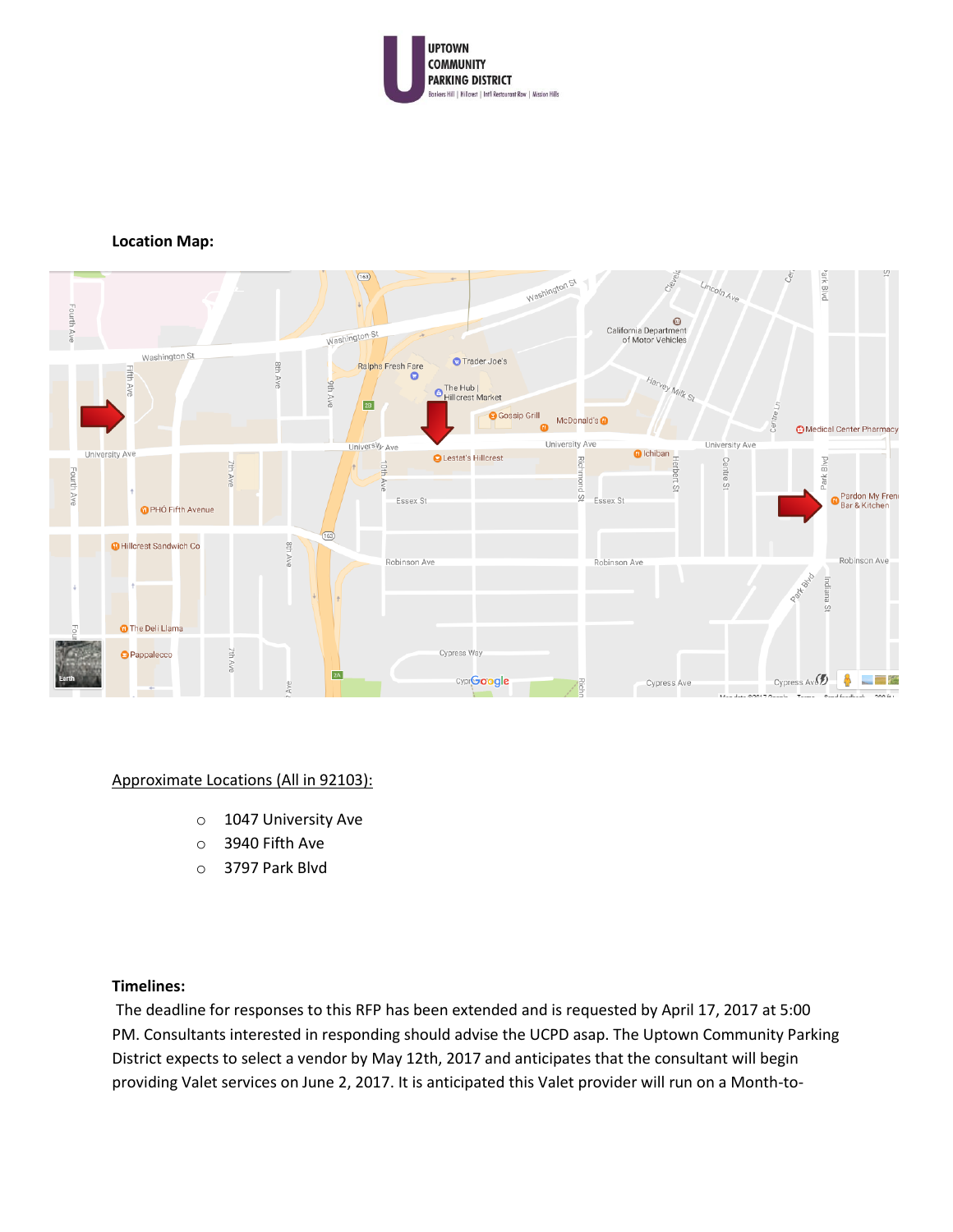**Location Map:**

Approximate Locations (All in 92103):

- 1047 University Ave
- 3940 Fifth Ave
- 3797 Park Blvd

**Timelines:**

The deadline for responses to this RFP has been extended and is requested by April 17, 2017 at 5:00 PM. Consultants interested in responding should advise the UCPD asap. The Uptown Community Parking District expects to select a vendor by May 12th, 2017 and anticipates that the consultant will begin providing Valet services on June 2, 2017. It is anticipated this Valet provider will run on a Month-to-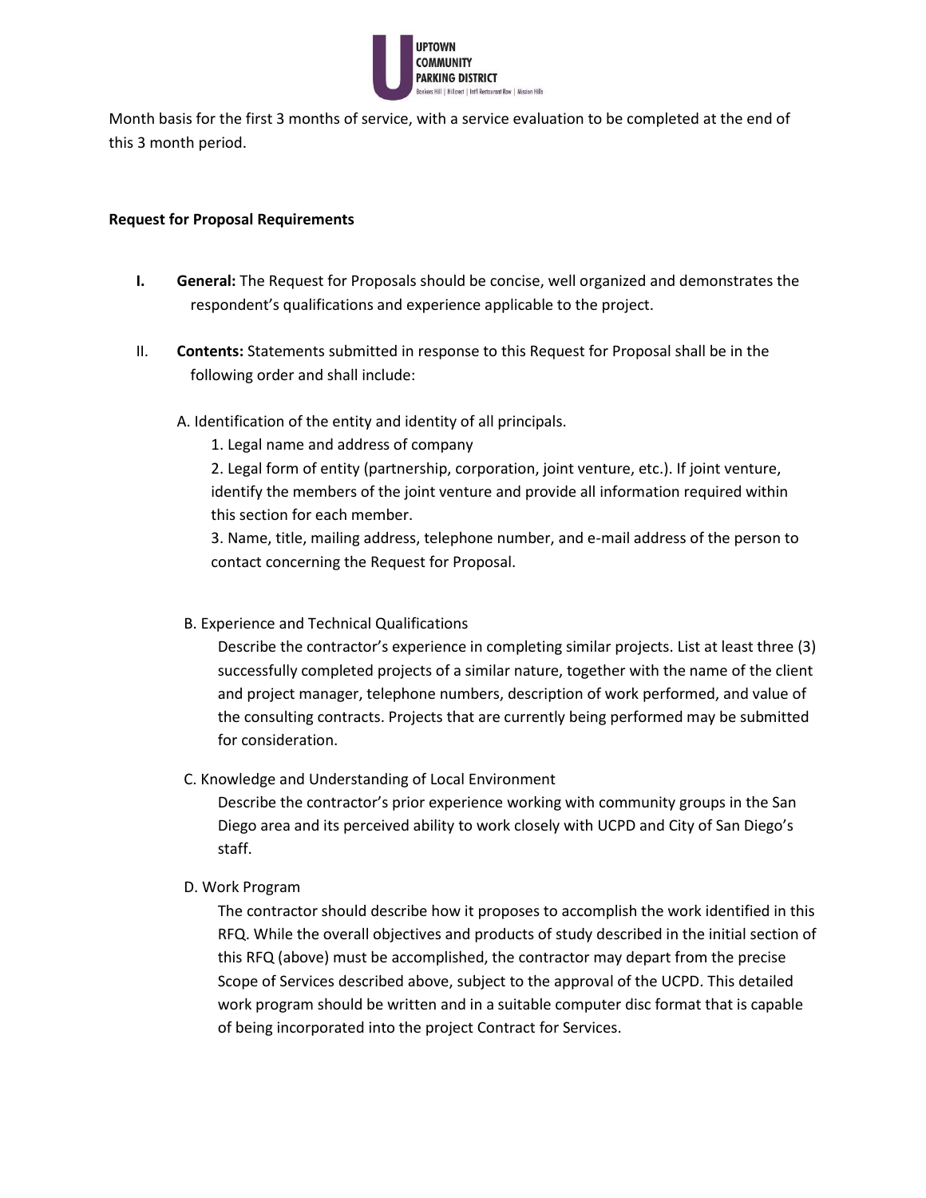Month basis for the first 3 months of service, with a service evaluation to be completed at the end of this 3 month period.

**Request for Proposal Requirements**

**I.** **General:** The Request for Proposals should be concise, well organized and demonstrates the respondent's qualifications and experience applicable to the project.

II. **Contents:** Statements submitted in response to this Request for Proposal shall be in the following order and shall include:

A. Identification of the entity and identity of all principals.

1. Legal name and address of company
2. Legal form of entity (partnership, corporation, joint venture, etc.). If joint venture, identify the members of the joint venture and provide all information required within this section for each member.
3. Name, title, mailing address, telephone number, and e-mail address of the person to contact concerning the Request for Proposal.

B. Experience and Technical Qualifications

Describe the contractor's experience in completing similar projects. List at least three (3) successfully completed projects of a similar nature, together with the name of the client and project manager, telephone numbers, description of work performed, and value of the consulting contracts. Projects that are currently being performed may be submitted for consideration.

C. Knowledge and Understanding of Local Environment

Describe the contractor's prior experience working with community groups in the San Diego area and its perceived ability to work closely with UCPD and City of San Diego's staff.

D. Work Program

The contractor should describe how it proposes to accomplish the work identified in this RFQ. While the overall objectives and products of study described in the initial section of this RFQ (above) must be accomplished, the contractor may depart from the precise Scope of Services described above, subject to the approval of the UCPD. This detailed work program should be written and in a suitable computer disc format that is capable of being incorporated into the project Contract for Services.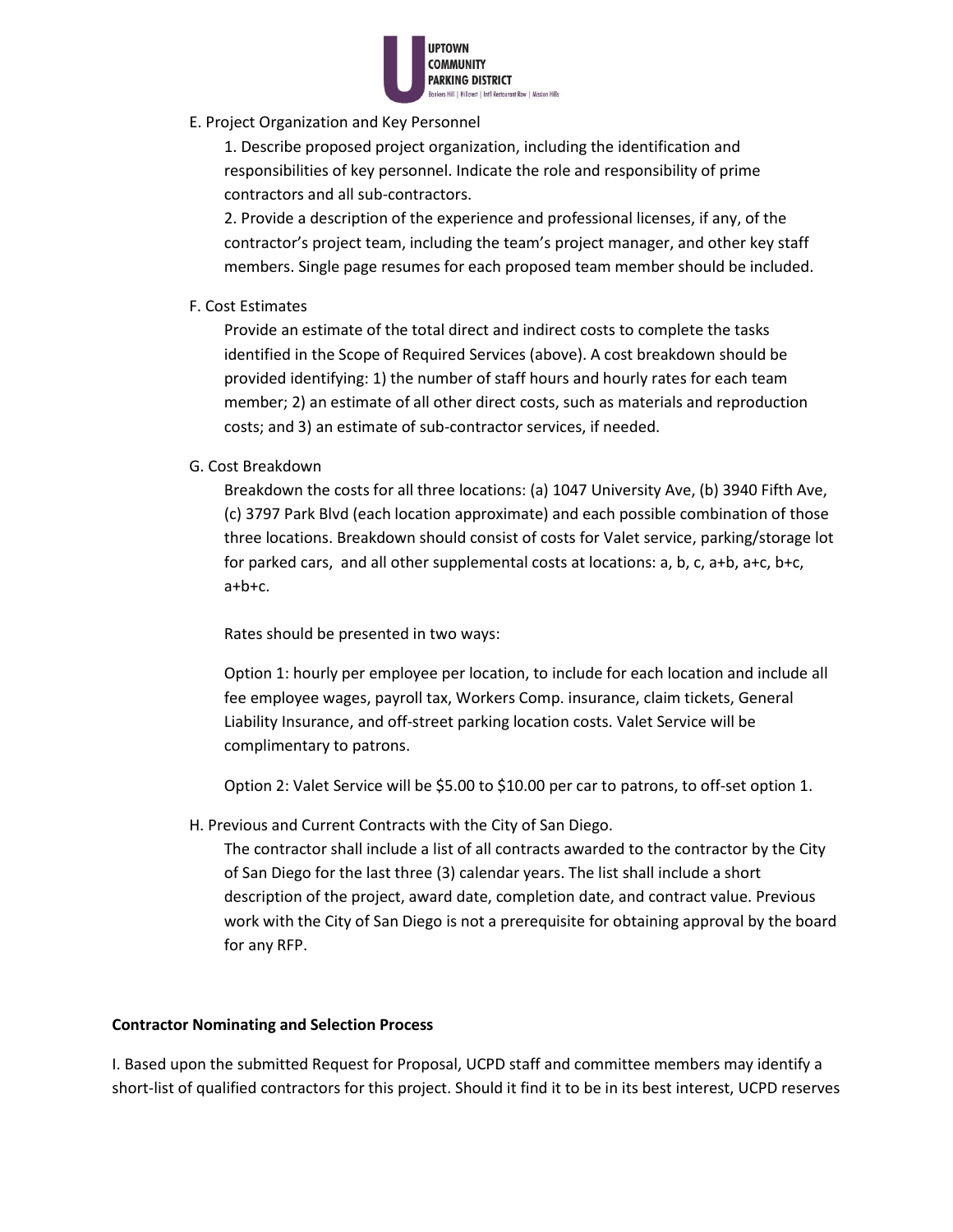E. Project Organization and Key Personnel

1. Describe proposed project organization, including the identification and responsibilities of key personnel. Indicate the role and responsibility of prime contractors and all sub-contractors.
2. Provide a description of the experience and professional licenses, if any, of the contractor's project team, including the team's project manager, and other key staff members. Single page resumes for each proposed team member should be included.

F. Cost Estimates

Provide an estimate of the total direct and indirect costs to complete the tasks identified in the Scope of Required Services (above). A cost breakdown should be provided identifying: 1) the number of staff hours and hourly rates for each team member; 2) an estimate of all other direct costs, such as materials and reproduction costs; and 3) an estimate of sub-contractor services, if needed.

G. Cost Breakdown

Breakdown the costs for all three locations: (a) 1047 University Ave, (b) 3940 Fifth Ave, (c) 3797 Park Blvd (each location approximate) and each possible combination of those three locations. Breakdown should consist of costs for Valet service, parking/storage lot for parked cars, and all other supplemental costs at locations: a, b, c, a+b, a+c, b+c, a+b+c.

Rates should be presented in two ways:

Option 1: hourly per employee per location, to include for each location and include all fee employee wages, payroll tax, Workers Comp. insurance, claim tickets, General Liability Insurance, and off-street parking location costs. Valet Service will be complimentary to patrons.

Option 2: Valet Service will be $5.00 to $10.00 per car to patrons, to off-set option 1.

H. Previous and Current Contracts with the City of San Diego.

The contractor shall include a list of all contracts awarded to the contractor by the City of San Diego for the last three (3) calendar years. The list shall include a short description of the project, award date, completion date, and contract value. Previous work with the City of San Diego is not a prerequisite for obtaining approval by the board for any RFP.

**Contractor Nominating and Selection Process**

I. Based upon the submitted Request for Proposal, UCPD staff and committee members may identify a short-list of qualified contractors for this project. Should it find it to be in its best interest, UCPD reserves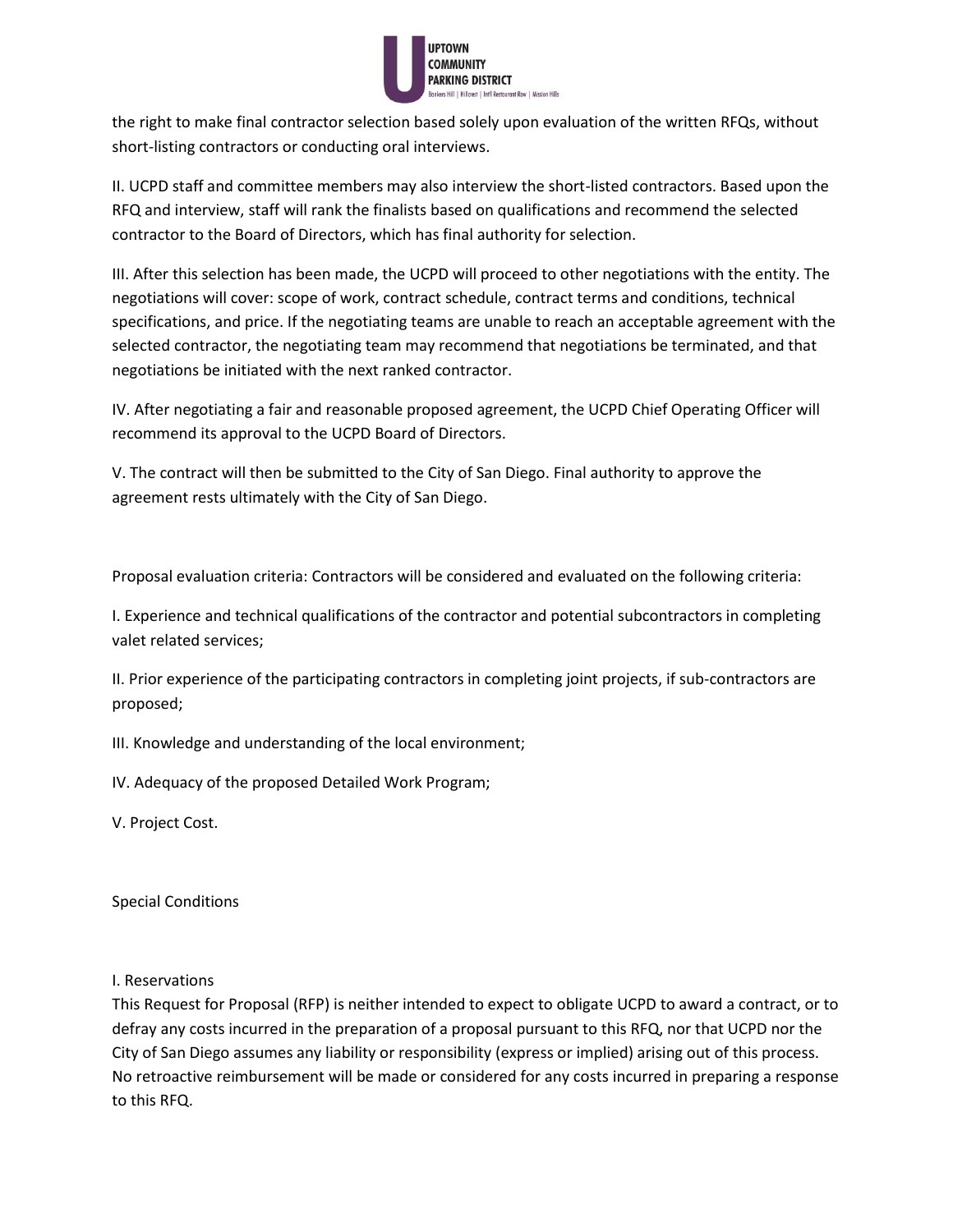the right to make final contractor selection based solely upon evaluation of the written RFQs, without short-listing contractors or conducting oral interviews.

II. UCPD staff and committee members may also interview the short-listed contractors. Based upon the RFQ and interview, staff will rank the finalists based on qualifications and recommend the selected contractor to the Board of Directors, which has final authority for selection.

III. After this selection has been made, the UCPD will proceed to other negotiations with the entity. The negotiations will cover: scope of work, contract schedule, contract terms and conditions, technical specifications, and price. If the negotiating teams are unable to reach an acceptable agreement with the selected contractor, the negotiating team may recommend that negotiations be terminated, and that negotiations be initiated with the next ranked contractor.

IV. After negotiating a fair and reasonable proposed agreement, the UCPD Chief Operating Officer will recommend its approval to the UCPD Board of Directors.

V. The contract will then be submitted to the City of San Diego. Final authority to approve the agreement rests ultimately with the City of San Diego.

Proposal evaluation criteria: Contractors will be considered and evaluated on the following criteria:

I. Experience and technical qualifications of the contractor and potential subcontractors in completing valet related services;

II. Prior experience of the participating contractors in completing joint projects, if sub-contractors are proposed;

III. Knowledge and understanding of the local environment;

IV. Adequacy of the proposed Detailed Work Program;

V. Project Cost.

Special Conditions

I. Reservations
This Request for Proposal (RFP) is neither intended to expect to obligate UCPD to award a contract, or to defray any costs incurred in the preparation of a proposal pursuant to this RFQ, nor that UCPD nor the City of San Diego assumes any liability or responsibility (express or implied) arising out of this process. No retroactive reimbursement will be made or considered for any costs incurred in preparing a response to this RFQ.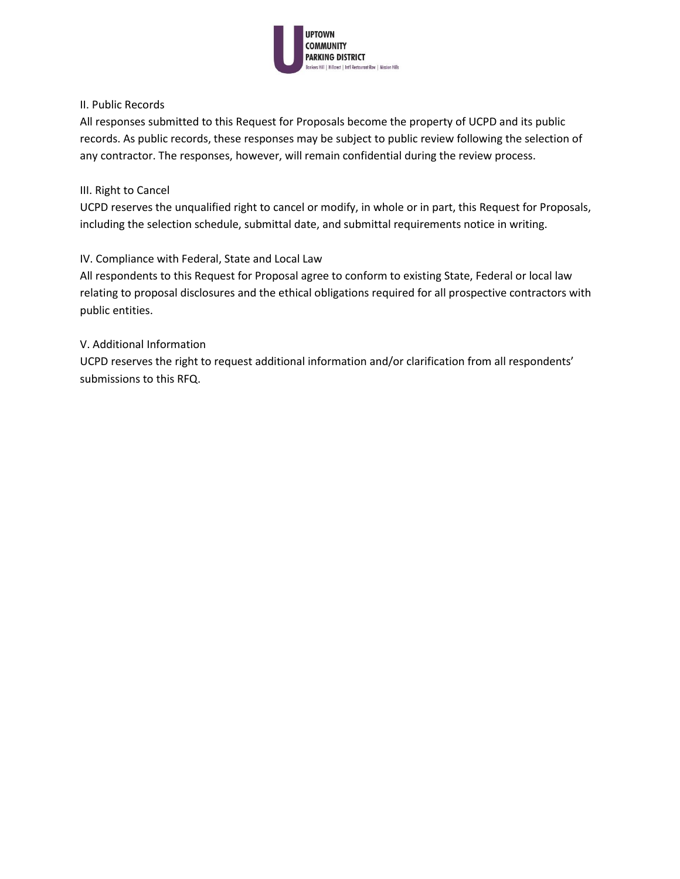II. Public Records

All responses submitted to this Request for Proposals become the property of UCPD and its public records. As public records, these responses may be subject to public review following the selection of any contractor. The responses, however, will remain confidential during the review process.

III. Right to Cancel

UCPD reserves the unqualified right to cancel or modify, in whole or in part, this Request for Proposals, including the selection schedule, submittal date, and submittal requirements notice in writing.

IV. Compliance with Federal, State and Local Law

All respondents to this Request for Proposal agree to conform to existing State, Federal or local law relating to proposal disclosures and the ethical obligations required for all prospective contractors with public entities.

V. Additional Information

UCPD reserves the right to request additional information and/or clarification from all respondents' submissions to this RFQ.